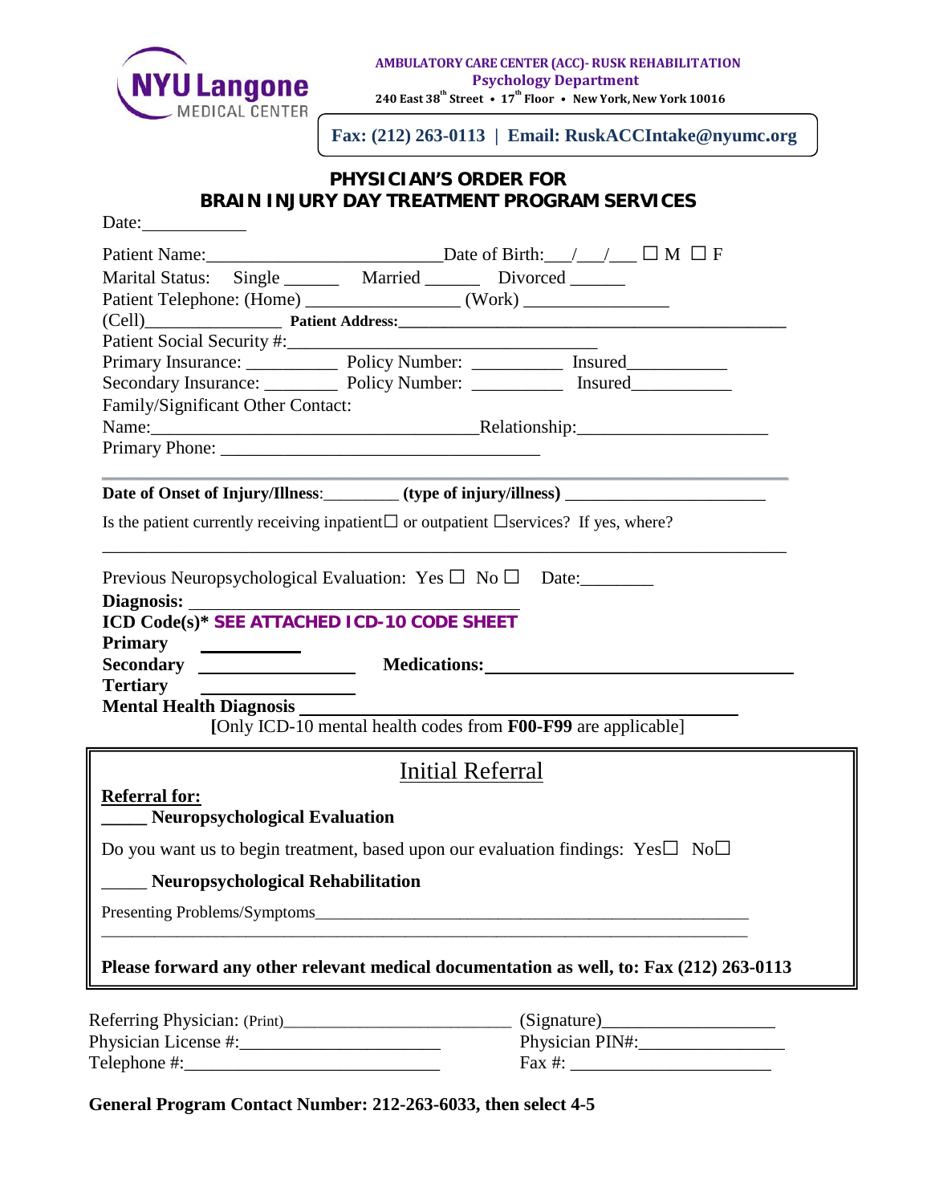NYU Langone MEDICAL CENTER

**AMBULATORY CARE CENTER (ACC)- RUSK REHABILITATION**
**Psychology Department**
**240 East 38th Street • 17th Floor • New York, New York 10016**

**Fax: (212) 263-0113 | Email: RuskACCIntake@nyumc.org**

## PHYSICIAN'S ORDER FOR BRAIN INJURY DAY TREATMENT PROGRAM SERVICES

Date:___________

Patient Name:__________________________Date of Birth:___/___/___ ☐ M ☐ F

Marital Status: Single ______ Married ______ Divorced ______

Patient Telephone: (Home) ________________ (Work) ________________

(Cell)________________ **Patient Address:**____________________________________________

Patient Social Security #:__________________________________

Primary Insurance: __________ Policy Number: __________ Insured___________

Secondary Insurance: ________ Policy Number: __________ Insured___________

Family/Significant Other Contact:

Name:___________________________________Relationship:____________________

Primary Phone: ___________________________________

**Date of Onset of Injury/Illness**:________ **(type of injury/illness)** _______________________

Is the patient currently receiving inpatient☐ or outpatient ☐services? If yes, where?

_____________________________________________________________________________

Previous Neuropsychological Evaluation: Yes ☐ No ☐ Date:________

**Diagnosis:** ___________________________________

**ICD Code(s)\* SEE ATTACHED ICD-10 CODE SHEET**

**Primary** ___________

**Secondary** ________________ **Medications:**________________________________

**Tertiary** ________________

**Mental Health Diagnosis** ____________________________________________________

**[**Only ICD-10 mental health codes from **F00-F99** are applicable]

## Initial Referral

**Referral for:**

**_____ Neuropsychological Evaluation**

Do you want us to begin treatment, based upon our evaluation findings: Yes☐ No☐

**_____ Neuropsychological Rehabilitation**

Presenting Problems/Symptoms______________________________________________________

_____________________________________________________________________________

**Please forward any other relevant medical documentation as well, to: Fax (212) 263-0113**

Referring Physician: (Print)_________________________ (Signature)__________________

Physician License #:______________________ Physician PIN#:________________

Telephone #:____________________________ Fax #: ______________________

**General Program Contact Number: 212-263-6033, then select 4-5**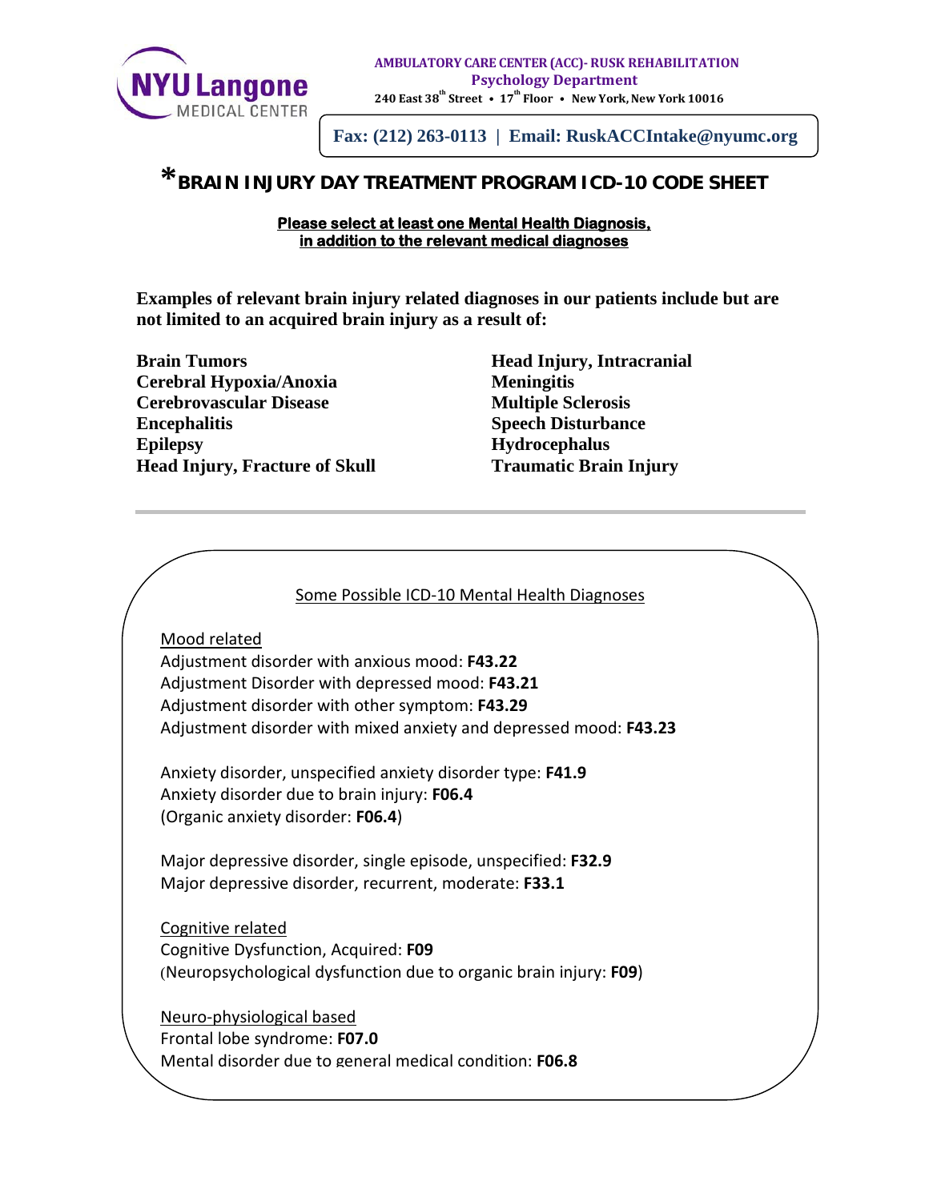**AMBULATORY CARE CENTER (ACC)- RUSK REHABILITATION**
**Psychology Department**
**240 East 38th Street • 17th Floor • New York, New York 10016**

**Fax: (212) 263-0113 | Email: RuskACCIntake@nyumc.org**

# *BRAIN INJURY DAY TREATMENT PROGRAM ICD-10 CODE SHEET

**Please select at least one Mental Health Diagnosis, in addition to the relevant medical diagnoses**

**Examples of relevant brain injury related diagnoses in our patients include but are not limited to an acquired brain injury as a result of:**

**Brain Tumors**
**Cerebral Hypoxia/Anoxia**
**Cerebrovascular Disease**
**Encephalitis**
**Epilepsy**
**Head Injury, Fracture of Skull**
**Head Injury, Intracranial**
**Meningitis**
**Multiple Sclerosis**
**Speech Disturbance**
**Hydrocephalus**
**Traumatic Brain Injury**

---

## Some Possible ICD-10 Mental Health Diagnoses

### Mood related

Adjustment disorder with anxious mood: **F43.22**
Adjustment Disorder with depressed mood: **F43.21**
Adjustment disorder with other symptom: **F43.29**
Adjustment disorder with mixed anxiety and depressed mood: **F43.23**

Anxiety disorder, unspecified anxiety disorder type: **F41.9**
Anxiety disorder due to brain injury: **F06.4**
(Organic anxiety disorder: **F06.4**)

Major depressive disorder, single episode, unspecified: **F32.9**
Major depressive disorder, recurrent, moderate: **F33.1**

### Cognitive related

Cognitive Dysfunction, Acquired: **F09**
(Neuropsychological dysfunction due to organic brain injury: **F09**)

### Neuro-physiological based

Frontal lobe syndrome: **F07.0**
Mental disorder due to general medical condition: **F06.8**